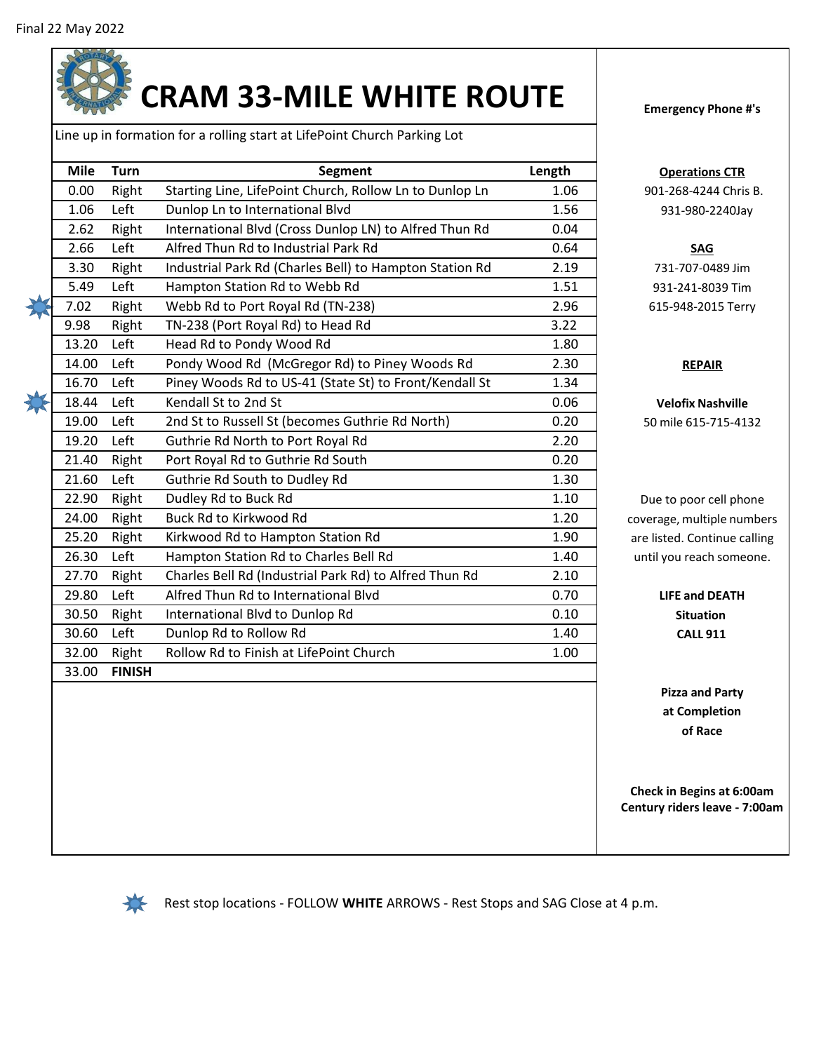Final 22 May 2022

# CRAM 33-MILE WHITE ROUTE

Line up in formation for a rolling start at LifePoint Church Parking Lot

| Mile | Turn | Segment | Length |
|---|---|---|---|
| 0.00 | Right | Starting Line, LifePoint Church, Rollow Ln to Dunlop Ln | 1.06 |
| 1.06 | Left | Dunlop Ln to International Blvd | 1.56 |
| 2.62 | Right | International Blvd (Cross Dunlop LN) to Alfred Thun Rd | 0.04 |
| 2.66 | Left | Alfred Thun Rd to Industrial Park Rd | 0.64 |
| 3.30 | Right | Industrial Park Rd (Charles Bell) to Hampton Station Rd | 2.19 |
| 5.49 | Left | Hampton Station Rd to Webb Rd | 1.51 |
| 7.02 | Right | Webb Rd to Port Royal Rd (TN-238) | 2.96 |
| 9.98 | Right | TN-238 (Port Royal Rd) to Head Rd | 3.22 |
| 13.20 | Left | Head Rd to Pondy Wood Rd | 1.80 |
| 14.00 | Left | Pondy Wood Rd (McGregor Rd) to Piney Woods Rd | 2.30 |
| 16.70 | Left | Piney Woods Rd to US-41 (State St) to Front/Kendall St | 1.34 |
| 18.44 | Left | Kendall St to 2nd St | 0.06 |
| 19.00 | Left | 2nd St to Russell St (becomes Guthrie Rd North) | 0.20 |
| 19.20 | Left | Guthrie Rd North to Port Royal Rd | 2.20 |
| 21.40 | Right | Port Royal Rd to Guthrie Rd South | 0.20 |
| 21.60 | Left | Guthrie Rd South to Dudley Rd | 1.30 |
| 22.90 | Right | Dudley Rd to Buck Rd | 1.10 |
| 24.00 | Right | Buck Rd to Kirkwood Rd | 1.20 |
| 25.20 | Right | Kirkwood Rd to Hampton Station Rd | 1.90 |
| 26.30 | Left | Hampton Station Rd to Charles Bell Rd | 1.40 |
| 27.70 | Right | Charles Bell Rd (Industrial Park Rd) to Alfred Thun Rd | 2.10 |
| 29.80 | Left | Alfred Thun Rd to International Blvd | 0.70 |
| 30.50 | Right | International Blvd to Dunlop Rd | 0.10 |
| 30.60 | Left | Dunlop Rd to Rollow Rd | 1.40 |
| 32.00 | Right | Rollow Rd to Finish at LifePoint Church | 1.00 |
| 33.00 | **FINISH** | | |

**Emergency Phone #'s**

**Operations CTR**

901-268-4244 Chris B.

931-980-2240Jay

**SAG**

731-707-0489 Jim

931-241-8039 Tim

615-948-2015 Terry

**REPAIR**

**Velofix Nashville**

50 mile 615-715-4132

Due to poor cell phone coverage, multiple numbers are listed. Continue calling until you reach someone.

**LIFE and DEATH Situation CALL 911**

**Pizza and Party at Completion of Race**

**Check in Begins at 6:00am**
**Century riders leave - 7:00am**

Rest stop locations - FOLLOW **WHITE** ARROWS - Rest Stops and SAG Close at 4 p.m.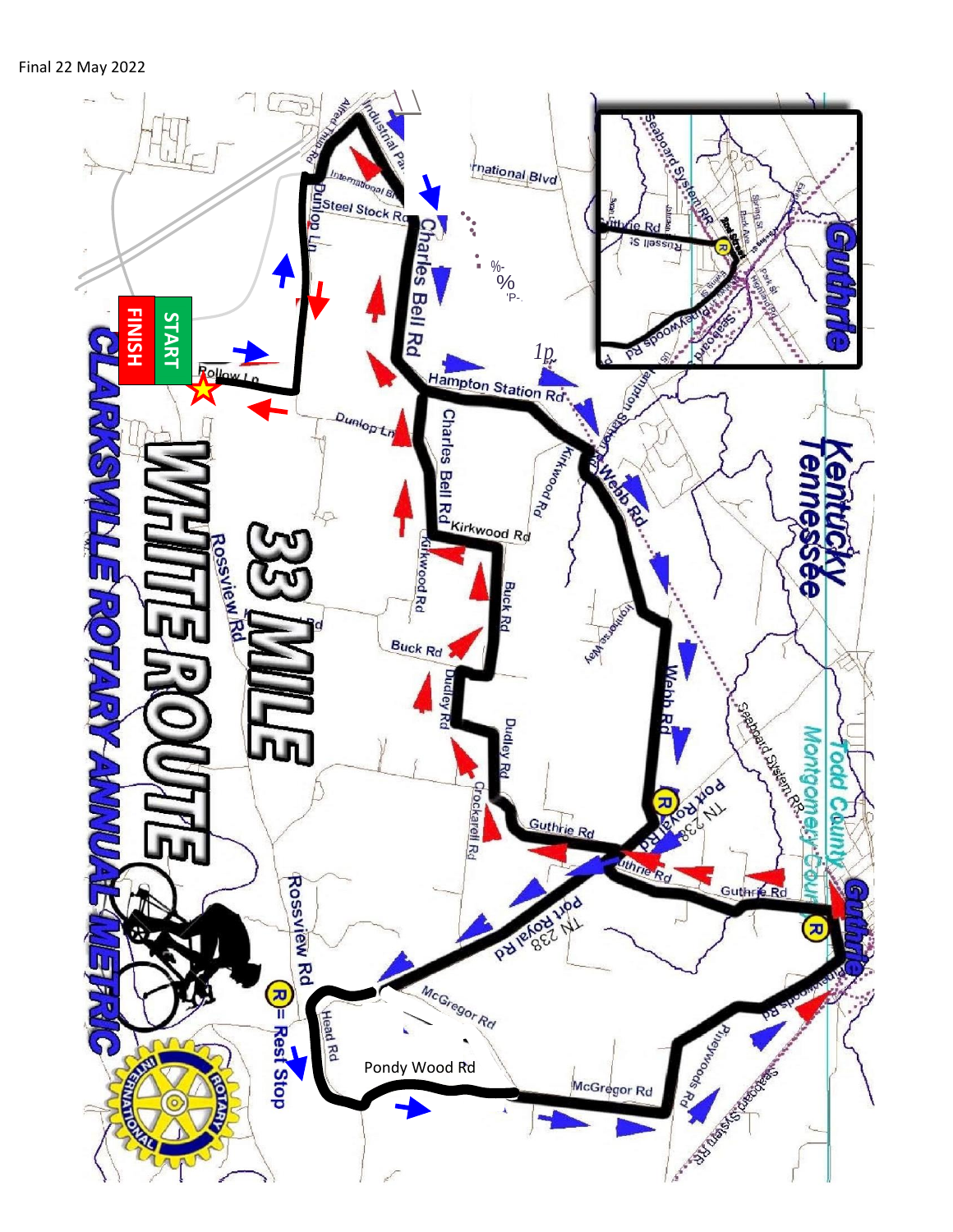Final 22 May 2022

# 33 MILE WHITE ROUTE

## CLARKSVILLE ROTARY ANNUAL METRIC

START

FINISH

R = Rest Stop

Guthrie

Kentucky
Tennessee

Todd County
Montgomery County

Charles Bell Rd

Hampton Station Rd

Kirkwood Rd

Buck Rd

Dudley Rd

Crockarell Rd

Guthrie Rd

Webb Rd

Port Royal Rd TN 238

McGregor Rd

Pondy Wood Rd

Head Rd

Rossview Rd

Pineywoods Rd

Dunlop Ln

Steel Stock Rd

International Blvd

Industrial Park

Alfred Thun Rd

Hollow Ln

Seaboard System RR